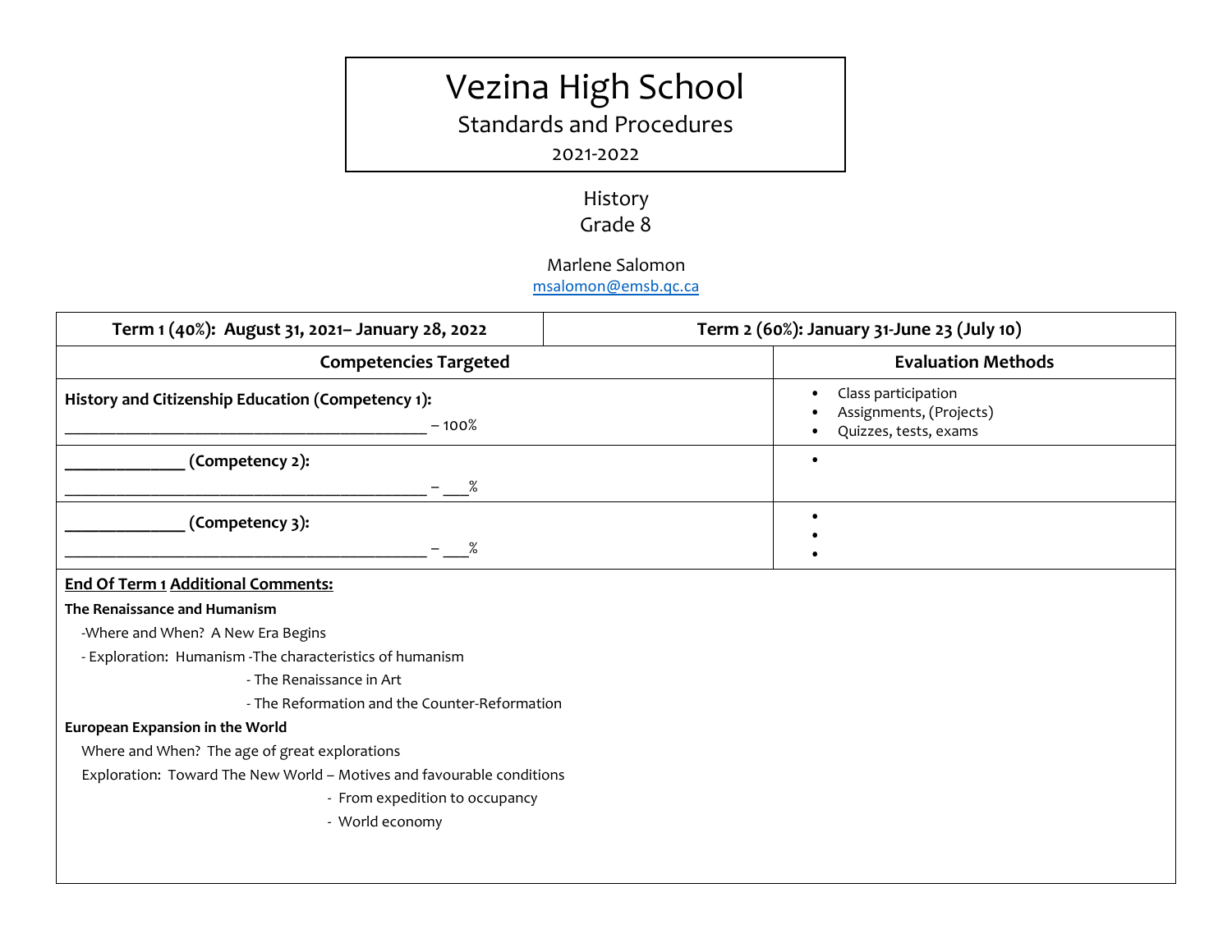# Vezina High School

## Standards and Procedures

2021-2022

History

Grade 8

Marlene Salomon

msalomon@emsb.qc.ca

| Term 1 (40%): August 31, 2021– January 28, 2022 | Term 2 (60%): January 31-June 23 (July 10) |
|---|---|
| **Competencies Targeted** | **Evaluation Methods** |
| **History and Citizenship Education (Competency 1):**<br>_________________________________________ – 100% | • Class participation<br>• Assignments, (Projects)<br>• Quizzes, tests, exams |
| **_____________ (Competency 2):**<br>_________________________________________ – ___% | • |
| **_____________ (Competency 3):**<br>_________________________________________ – ___% | •<br>•<br>• |

**End Of Term 1 Additional Comments:**

**The Renaissance and Humanism**

-Where and When? A New Era Begins

- Exploration: Humanism -The characteristics of humanism

  - The Renaissance in Art

  - The Reformation and the Counter-Reformation

**European Expansion in the World**

Where and When? The age of great explorations

Exploration: Toward The New World – Motives and favourable conditions

  - From expedition to occupancy

  - World economy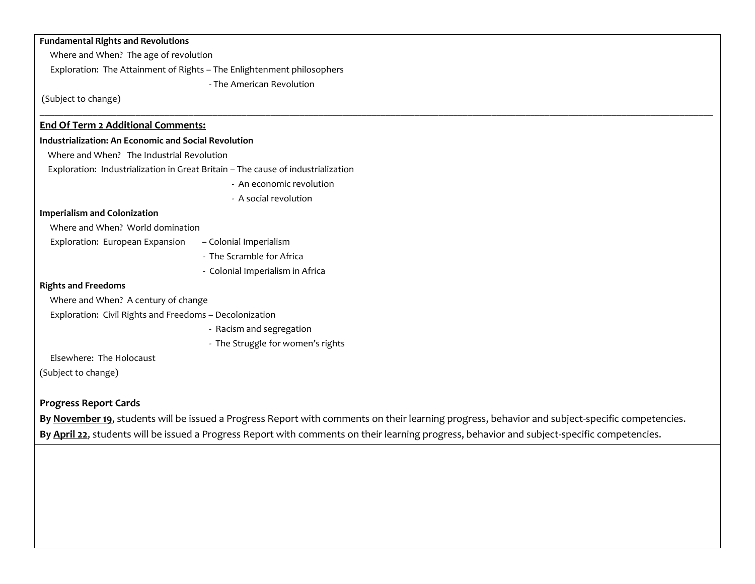**Fundamental Rights and Revolutions**

Where and When? The age of revolution

Exploration: The Attainment of Rights – The Enlightenment philosophers
- The American Revolution

(Subject to change)

---

**End Of Term 2 Additional Comments:**

**Industrialization: An Economic and Social Revolution**

Where and When? The Industrial Revolution

Exploration: Industrialization in Great Britain – The cause of industrialization
- An economic revolution
- A social revolution

**Imperialism and Colonization**

Where and When? World domination

Exploration: European Expansion – Colonial Imperialism
- The Scramble for Africa
- Colonial Imperialism in Africa

**Rights and Freedoms**

Where and When? A century of change

Exploration: Civil Rights and Freedoms – Decolonization
- Racism and segregation
- The Struggle for women's rights

Elsewhere: The Holocaust

(Subject to change)

**Progress Report Cards**

**By November 19,** students will be issued a Progress Report with comments on their learning progress, behavior and subject-specific competencies.

**By April 22,** students will be issued a Progress Report with comments on their learning progress, behavior and subject-specific competencies.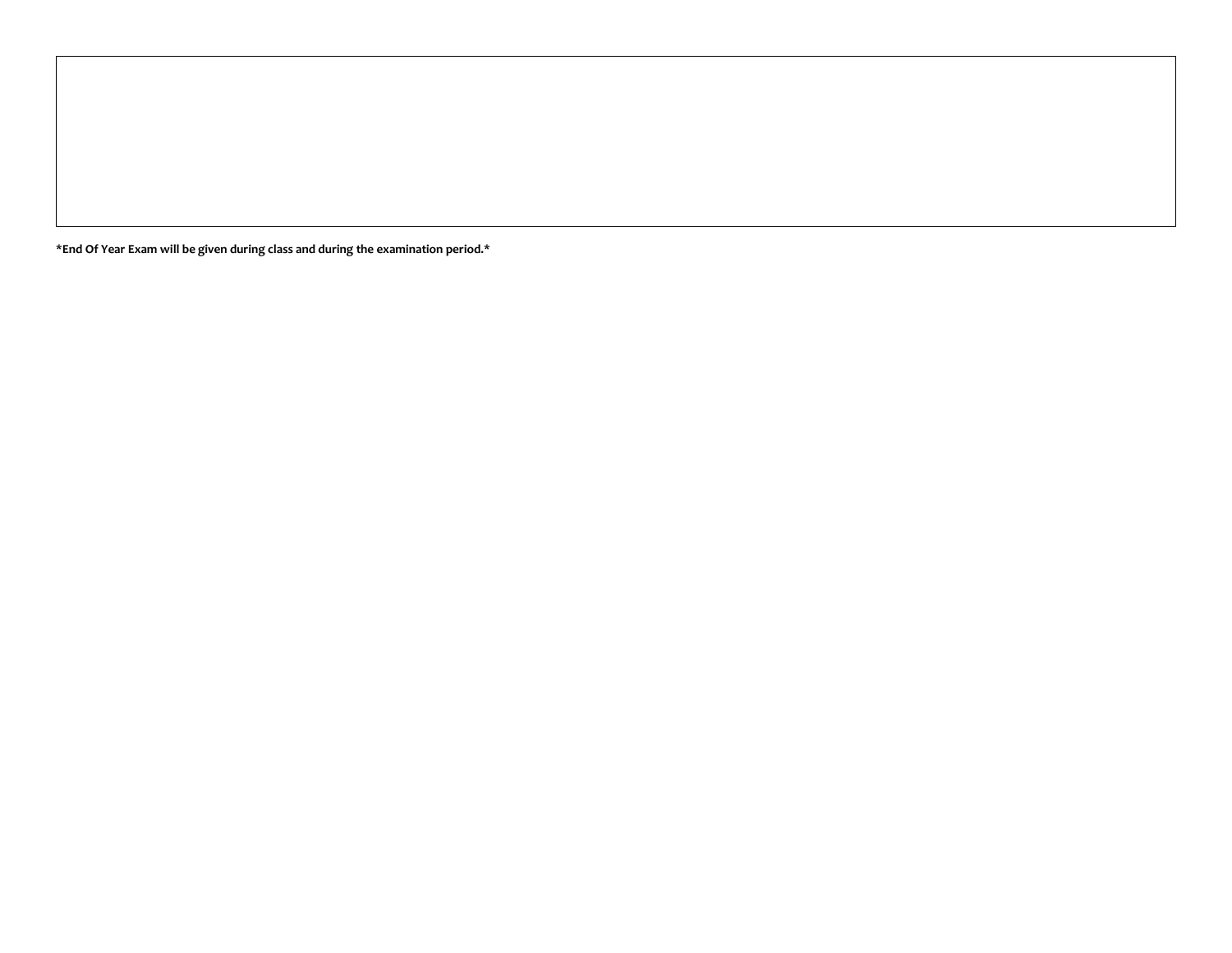**\*End Of Year Exam will be given during class and during the examination period.\***

***End Of Year Exam will be given during class and during the examination period.***